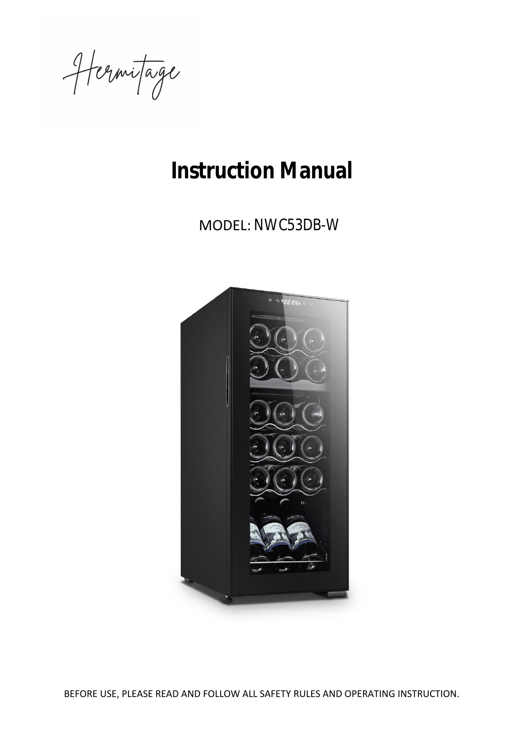Hermitage

# Instruction Manual

MODEL: NWC53DB-W

BEFORE USE, PLEASE READ AND FOLLOW ALL SAFETY RULES AND OPERATING INSTRUCTION.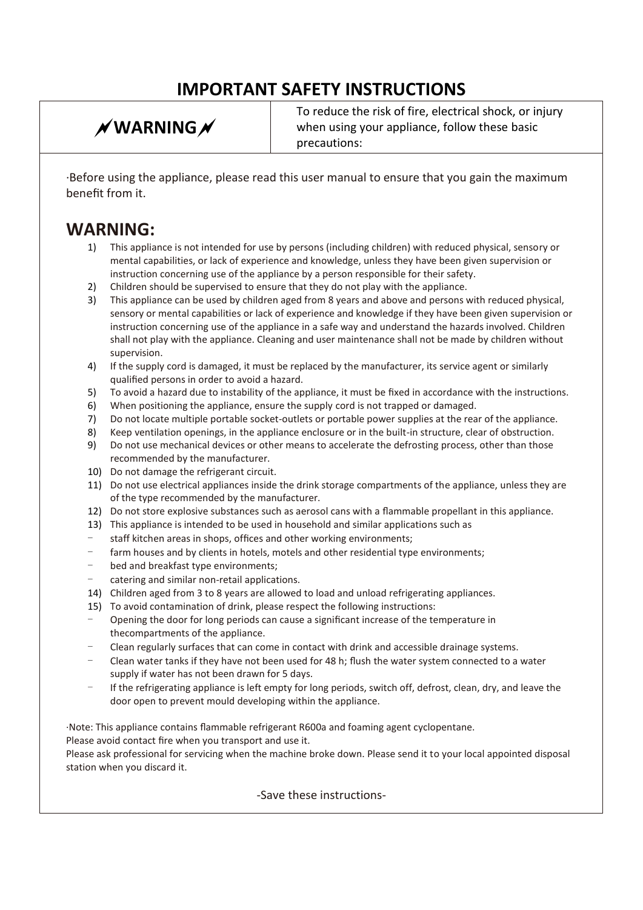# IMPORTANT SAFETY INSTRUCTIONS

| **WARNING** | To reduce the risk of fire, electrical shock, or injury when using your appliance, follow these basic precautions: |
|---|---|

·Before using the appliance, please read this user manual to ensure that you gain the maximum benefit from it.

## WARNING:

1) This appliance is not intended for use by persons (including children) with reduced physical, sensory or mental capabilities, or lack of experience and knowledge, unless they have been given supervision or instruction concerning use of the appliance by a person responsible for their safety.
2) Children should be supervised to ensure that they do not play with the appliance.
3) This appliance can be used by children aged from 8 years and above and persons with reduced physical, sensory or mental capabilities or lack of experience and knowledge if they have been given supervision or instruction concerning use of the appliance in a safe way and understand the hazards involved. Children shall not play with the appliance. Cleaning and user maintenance shall not be made by children without supervision.
4) If the supply cord is damaged, it must be replaced by the manufacturer, its service agent or similarly qualified persons in order to avoid a hazard.
5) To avoid a hazard due to instability of the appliance, it must be fixed in accordance with the instructions.
6) When positioning the appliance, ensure the supply cord is not trapped or damaged.
7) Do not locate multiple portable socket-outlets or portable power supplies at the rear of the appliance.
8) Keep ventilation openings, in the appliance enclosure or in the built-in structure, clear of obstruction.
9) Do not use mechanical devices or other means to accelerate the defrosting process, other than those recommended by the manufacturer.
10) Do not damage the refrigerant circuit.
11) Do not use electrical appliances inside the drink storage compartments of the appliance, unless they are of the type recommended by the manufacturer.
12) Do not store explosive substances such as aerosol cans with a flammable propellant in this appliance.
13) This appliance is intended to be used in household and similar applications such as
    - staff kitchen areas in shops, offices and other working environments;
    - farm houses and by clients in hotels, motels and other residential type environments;
    - bed and breakfast type environments;
    - catering and similar non-retail applications.
14) Children aged from 3 to 8 years are allowed to load and unload refrigerating appliances.
15) To avoid contamination of drink, please respect the following instructions:
    - Opening the door for long periods can cause a significant increase of the temperature in thecompartments of the appliance.
    - Clean regularly surfaces that can come in contact with drink and accessible drainage systems.
    - Clean water tanks if they have not been used for 48 h; flush the water system connected to a water supply if water has not been drawn for 5 days.
    - If the refrigerating appliance is left empty for long periods, switch off, defrost, clean, dry, and leave the door open to prevent mould developing within the appliance.

·Note: This appliance contains flammable refrigerant R600a and foaming agent cyclopentane.
Please avoid contact fire when you transport and use it.
Please ask professional for servicing when the machine broke down. Please send it to your local appointed disposal station when you discard it.

-Save these instructions-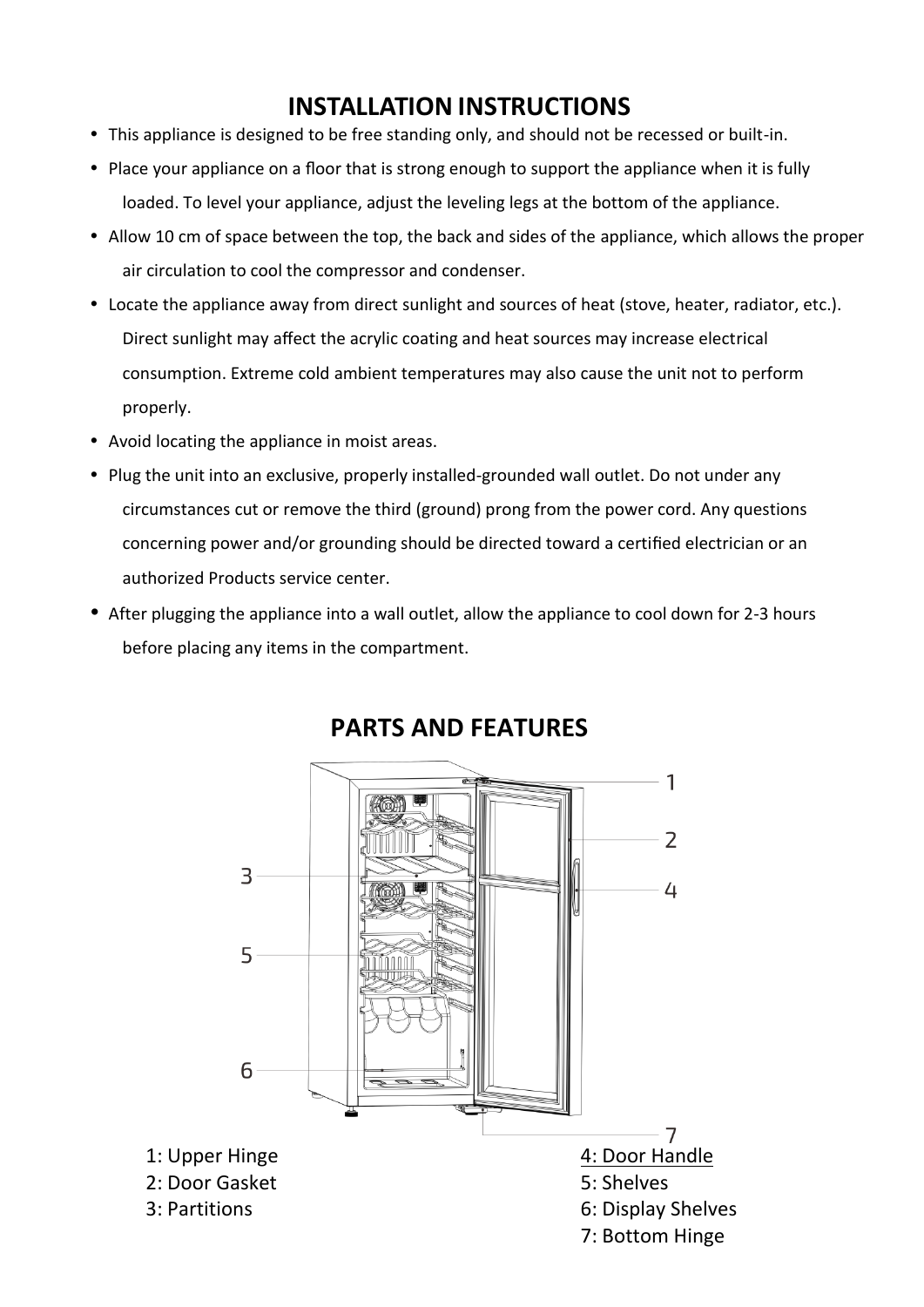## INSTALLATION INSTRUCTIONS

- This appliance is designed to be free standing only, and should not be recessed or built-in.
- Place your appliance on a floor that is strong enough to support the appliance when it is fully loaded. To level your appliance, adjust the leveling legs at the bottom of the appliance.
- Allow 10 cm of space between the top, the back and sides of the appliance, which allows the proper air circulation to cool the compressor and condenser.
- Locate the appliance away from direct sunlight and sources of heat (stove, heater, radiator, etc.). Direct sunlight may affect the acrylic coating and heat sources may increase electrical consumption. Extreme cold ambient temperatures may also cause the unit not to perform properly.
- Avoid locating the appliance in moist areas.
- Plug the unit into an exclusive, properly installed-grounded wall outlet. Do not under any circumstances cut or remove the third (ground) prong from the power cord. Any questions concerning power and/or grounding should be directed toward a certified electrician or an authorized Products service center.
- After plugging the appliance into a wall outlet, allow the appliance to cool down for 2-3 hours before placing any items in the compartment.

## PARTS AND FEATURES

1: Upper Hinge
2: Door Gasket
3: Partitions
4: Door Handle
5: Shelves
6: Display Shelves
7: Bottom Hinge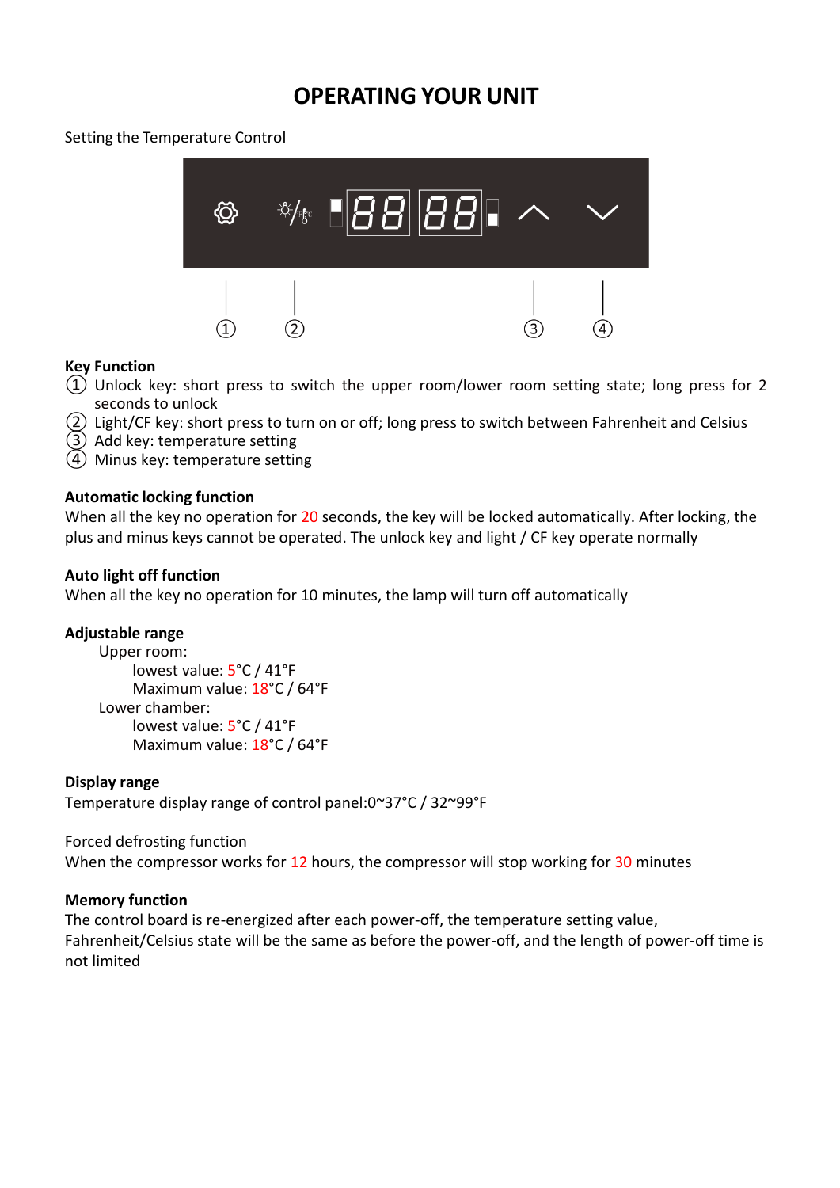# OPERATING YOUR UNIT

Setting the Temperature Control

**Key Function**

① Unlock key: short press to switch the upper room/lower room setting state; long press for 2 seconds to unlock

② Light/CF key: short press to turn on or off; long press to switch between Fahrenheit and Celsius

③ Add key: temperature setting

④ Minus key: temperature setting

**Automatic locking function**

When all the key no operation for 20 seconds, the key will be locked automatically. After locking, the plus and minus keys cannot be operated. The unlock key and light / CF key operate normally

**Auto light off function**

When all the key no operation for 10 minutes, the lamp will turn off automatically

**Adjustable range**

- Upper room:
  - lowest value: 5°C / 41°F
  - Maximum value: 18°C / 64°F
- Lower chamber:
  - lowest value: 5°C / 41°F
  - Maximum value: 18°C / 64°F

**Display range**

Temperature display range of control panel:0~37°C / 32~99°F

Forced defrosting function

When the compressor works for 12 hours, the compressor will stop working for 30 minutes

**Memory function**

The control board is re-energized after each power-off, the temperature setting value, Fahrenheit/Celsius state will be the same as before the power-off, and the length of power-off time is not limited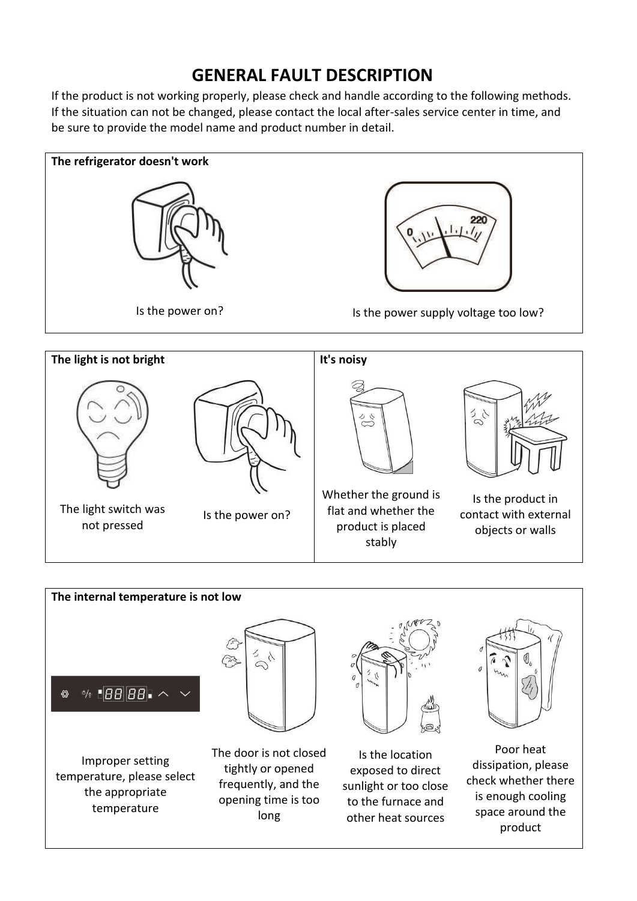# GENERAL FAULT DESCRIPTION

If the product is not working properly, please check and handle according to the following methods. If the situation can not be changed, please contact the local after-sales service center in time, and be sure to provide the model name and product number in detail.

**The refrigerator doesn't work**

- Is the power on?
- Is the power supply voltage too low?

**The light is not bright**

- The light switch was not pressed
- Is the power on?

**It's noisy**

- Whether the ground is flat and whether the product is placed stably
- Is the product in contact with external objects or walls

**The internal temperature is not low**

- Improper setting temperature, please select the appropriate temperature
- The door is not closed tightly or opened frequently, and the opening time is too long
- Is the location exposed to direct sunlight or too close to the furnace and other heat sources
- Poor heat dissipation, please check whether there is enough cooling space around the product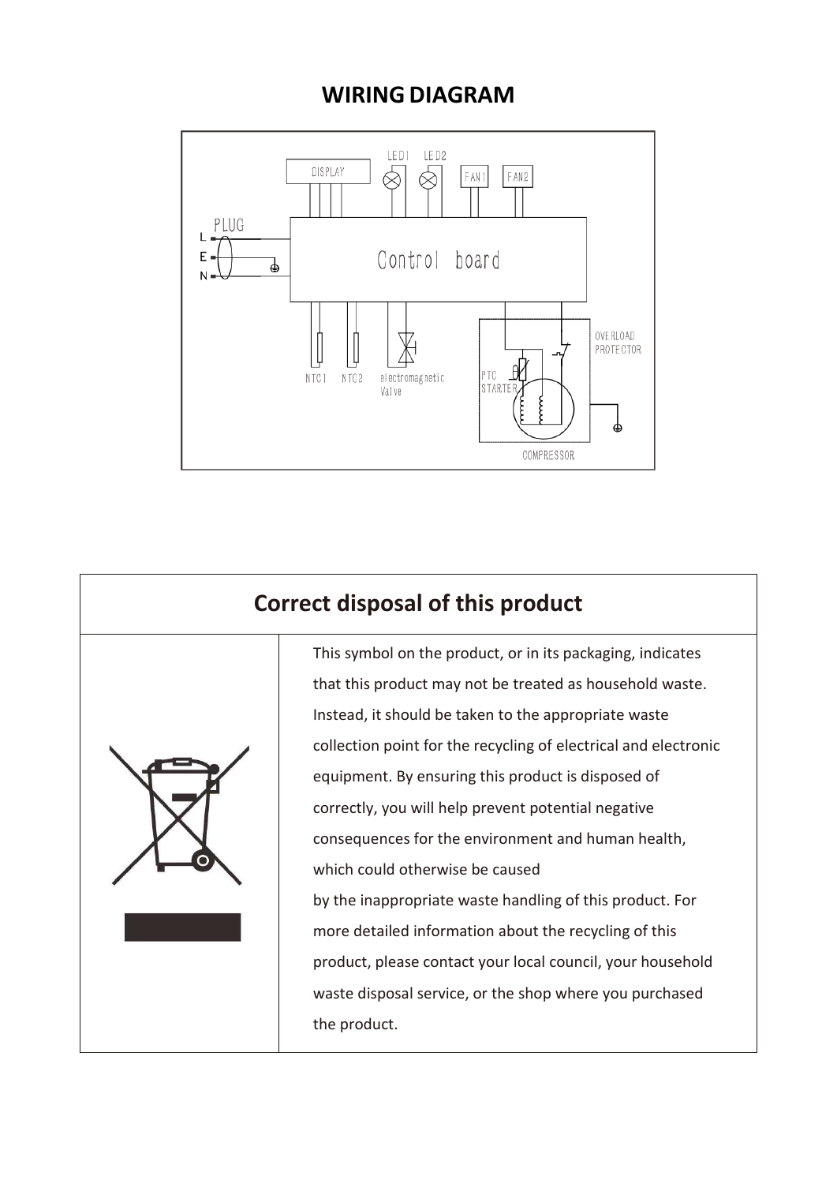## WIRING DIAGRAM

LED1
LED2
DISPLAY
FAN1
FAN2
PLUG
L
E
N
Control board
OVERLOAD PROTECTOR
NTC1
NTC2
electromagnetic Valve
PTC STARTER
COMPRESSOR

## Correct disposal of this product

| | |
|---|---|
| | This symbol on the product, or in its packaging, indicates that this product may not be treated as household waste. Instead, it should be taken to the appropriate waste collection point for the recycling of electrical and electronic equipment. By ensuring this product is disposed of correctly, you will help prevent potential negative consequences for the environment and human health, which could otherwise be caused by the inappropriate waste handling of this product. For more detailed information about the recycling of this product, please contact your local council, your household waste disposal service, or the shop where you purchased the product. |